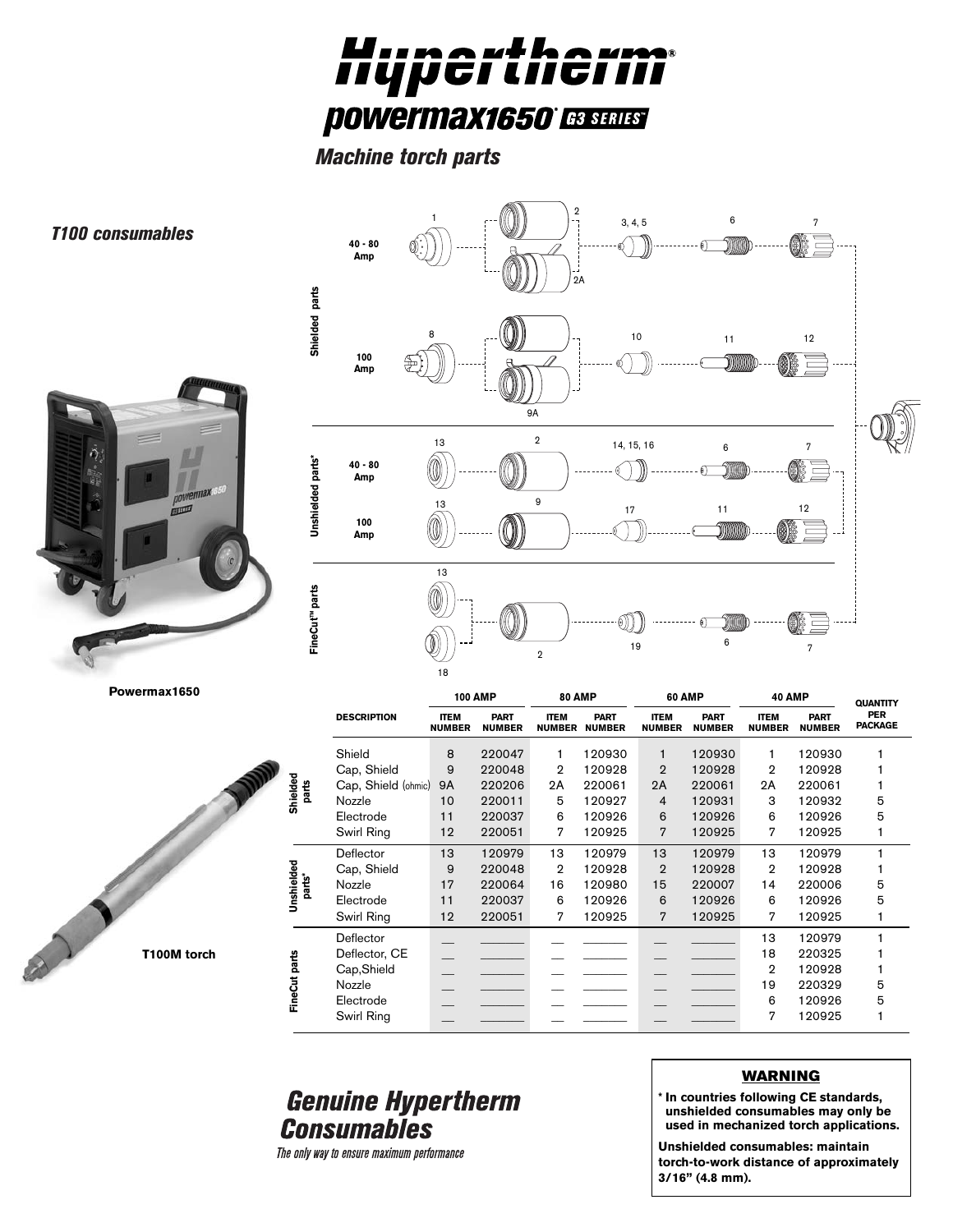# Hypertherm®

## powermax1650® G3 SERIES™

### Machine torch parts

### T100 consumables

Powermax1650

T100M torch

| | DESCRIPTION | 100 AMP | | 80 AMP | | 60 AMP | | 40 AMP | | QUANTITY PER PACKAGE |
|---|---|---|---|---|---|---|---|---|---|---|
| | | ITEM NUMBER | PART NUMBER | ITEM NUMBER | PART NUMBER | ITEM NUMBER | PART NUMBER | ITEM NUMBER | PART NUMBER | |
| Shielded parts | Shield | 8 | 220047 | 1 | 120930 | 1 | 120930 | 1 | 120930 | 1 |
| | Cap, Shield | 9 | 220048 | 2 | 120928 | 2 | 120928 | 2 | 120928 | 1 |
| | Cap, Shield (ohmic) | 9A | 220206 | 2A | 220061 | 2A | 220061 | 2A | 220061 | 1 |
| | Nozzle | 10 | 220011 | 5 | 120927 | 4 | 120931 | 3 | 120932 | 5 |
| | Electrode | 11 | 220037 | 6 | 120926 | 6 | 120926 | 6 | 120926 | 5 |
| | Swirl Ring | 12 | 220051 | 7 | 120925 | 7 | 120925 | 7 | 120925 | 1 |
| Unshielded parts* | Deflector | 13 | 120979 | 13 | 120979 | 13 | 120979 | 13 | 120979 | 1 |
| | Cap, Shield | 9 | 220048 | 2 | 120928 | 2 | 120928 | 2 | 120928 | 1 |
| | Nozzle | 17 | 220064 | 16 | 120980 | 15 | 220007 | 14 | 220006 | 5 |
| | Electrode | 11 | 220037 | 6 | 120926 | 6 | 120926 | 6 | 120926 | 5 |
| | Swirl Ring | 12 | 220051 | 7 | 120925 | 7 | 120925 | 7 | 120925 | 1 |
| FineCut parts | Deflector | — | — | — | — | — | — | 13 | 120979 | 1 |
| | Deflector, CE | — | — | — | — | — | — | 18 | 220325 | 1 |
| | Cap,Shield | — | — | — | — | — | — | 2 | 120928 | 1 |
| | Nozzle | — | — | — | — | — | — | 19 | 220329 | 5 |
| | Electrode | — | — | — | — | — | — | 6 | 120926 | 5 |
| | Swirl Ring | — | — | — | — | — | — | 7 | 120925 | 1 |

## Genuine Hypertherm Consumables

*The only way to ensure maximum performance*

**WARNING**

**\* In countries following CE standards, unshielded consumables may only be used in mechanized torch applications.**

**Unshielded consumables: maintain torch-to-work distance of approximately 3/16" (4.8 mm).**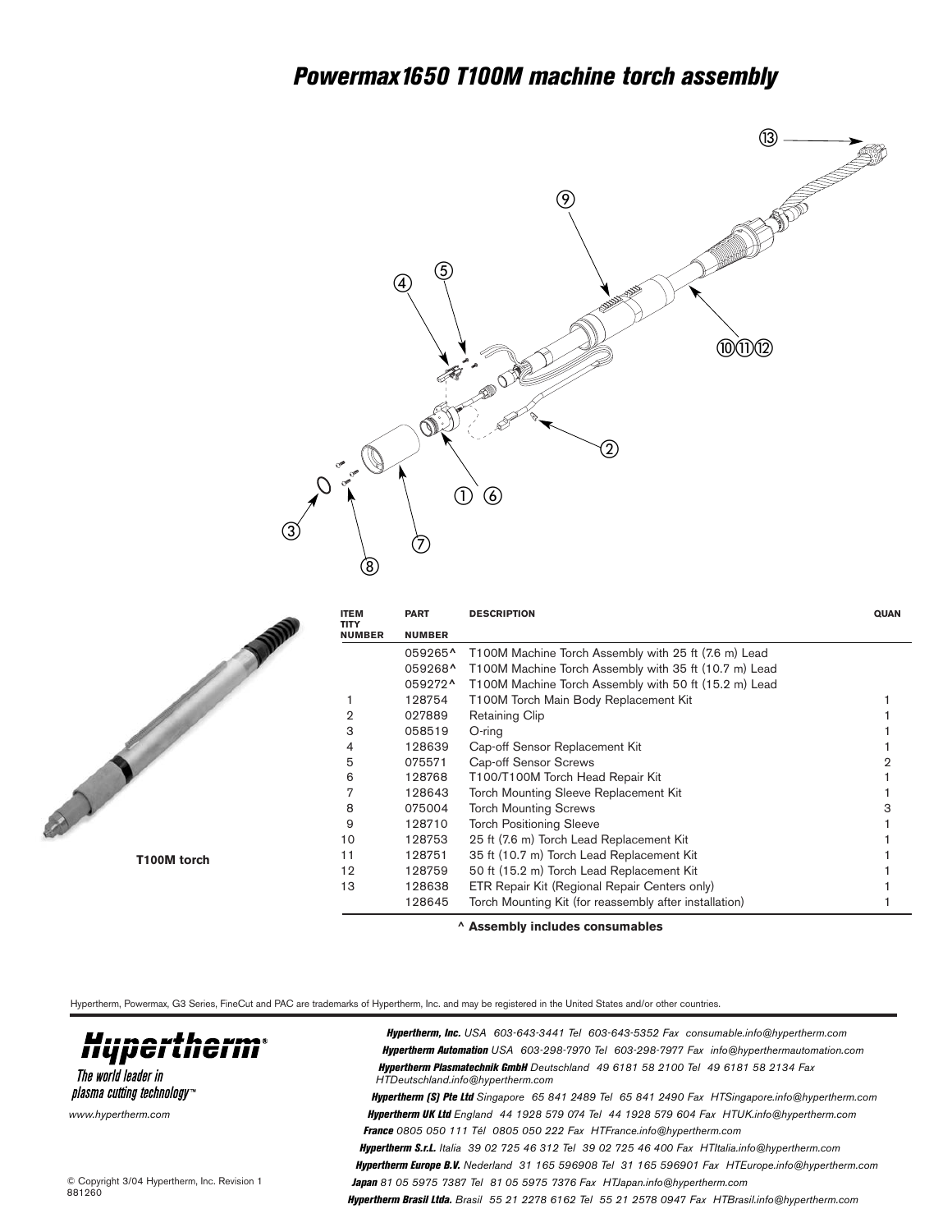# Powermax1650 T100M machine torch assembly

T100M torch

| ITEM NUMBER | PART NUMBER | DESCRIPTION | QUANTITY |
|---|---|---|---|
| | 059265^ | T100M Machine Torch Assembly with 25 ft (7.6 m) Lead | |
| | 059268^ | T100M Machine Torch Assembly with 35 ft (10.7 m) Lead | |
| | 059272^ | T100M Machine Torch Assembly with 50 ft (15.2 m) Lead | |
| 1 | 128754 | T100M Torch Main Body Replacement Kit | 1 |
| 2 | 027889 | Retaining Clip | 1 |
| 3 | 058519 | O-ring | 1 |
| 4 | 128639 | Cap-off Sensor Replacement Kit | 1 |
| 5 | 075571 | Cap-off Sensor Screws | 2 |
| 6 | 128768 | T100/T100M Torch Head Repair Kit | 1 |
| 7 | 128643 | Torch Mounting Sleeve Replacement Kit | 1 |
| 8 | 075004 | Torch Mounting Screws | 3 |
| 9 | 128710 | Torch Positioning Sleeve | 1 |
| 10 | 128753 | 25 ft (7.6 m) Torch Lead Replacement Kit | 1 |
| 11 | 128751 | 35 ft (10.7 m) Torch Lead Replacement Kit | 1 |
| 12 | 128759 | 50 ft (15.2 m) Torch Lead Replacement Kit | 1 |
| 13 | 128638 | ETR Repair Kit (Regional Repair Centers only) | 1 |
| | 128645 | Torch Mounting Kit (for reassembly after installation) | 1 |

**^ Assembly includes consumables**

Hypertherm, Powermax, G3 Series, FineCut and PAC are trademarks of Hypertherm, Inc. and may be registered in the United States and/or other countries.

**Hypertherm**

*The world leader in plasma cutting technology™*

*www.hypertherm.com*

© Copyright 3/04 Hypertherm, Inc. Revision 1
881260

***Hypertherm, Inc.*** *USA 603-643-3441 Tel 603-643-5352 Fax consumable.info@hypertherm.com*
***Hypertherm Automation*** *USA 603-298-7970 Tel 603-298-7977 Fax info@hyperthermautomation.com*
***Hypertherm Plasmatechnik GmbH*** *Deutschland 49 6181 58 2100 Tel 49 6181 58 2134 Fax HTDeutschland.info@hypertherm.com*
***Hypertherm (S) Pte Ltd*** *Singapore 65 841 2489 Tel 65 841 2490 Fax HTSingapore.info@hypertherm.com*
***Hypertherm UK Ltd*** *England 44 1928 579 074 Tel 44 1928 579 604 Fax HTUK.info@hypertherm.com*
***France*** *0805 050 111 Tél 0805 050 222 Fax HTFrance.info@hypertherm.com*
***Hypertherm S.r.L.*** *Italia 39 02 725 46 312 Tel 39 02 725 46 400 Fax HTItalia.info@hypertherm.com*
***Hypertherm Europe B.V.*** *Nederland 31 165 596908 Tel 31 165 596901 Fax HTEurope.info@hypertherm.com*
***Japan*** *81 05 5975 7387 Tel 81 05 5975 7376 Fax HTJapan.info@hypertherm.com*
***Hypertherm Brasil Ltda.*** *Brasil 55 21 2278 6162 Tel 55 21 2578 0947 Fax HTBrasil.info@hypertherm.com*